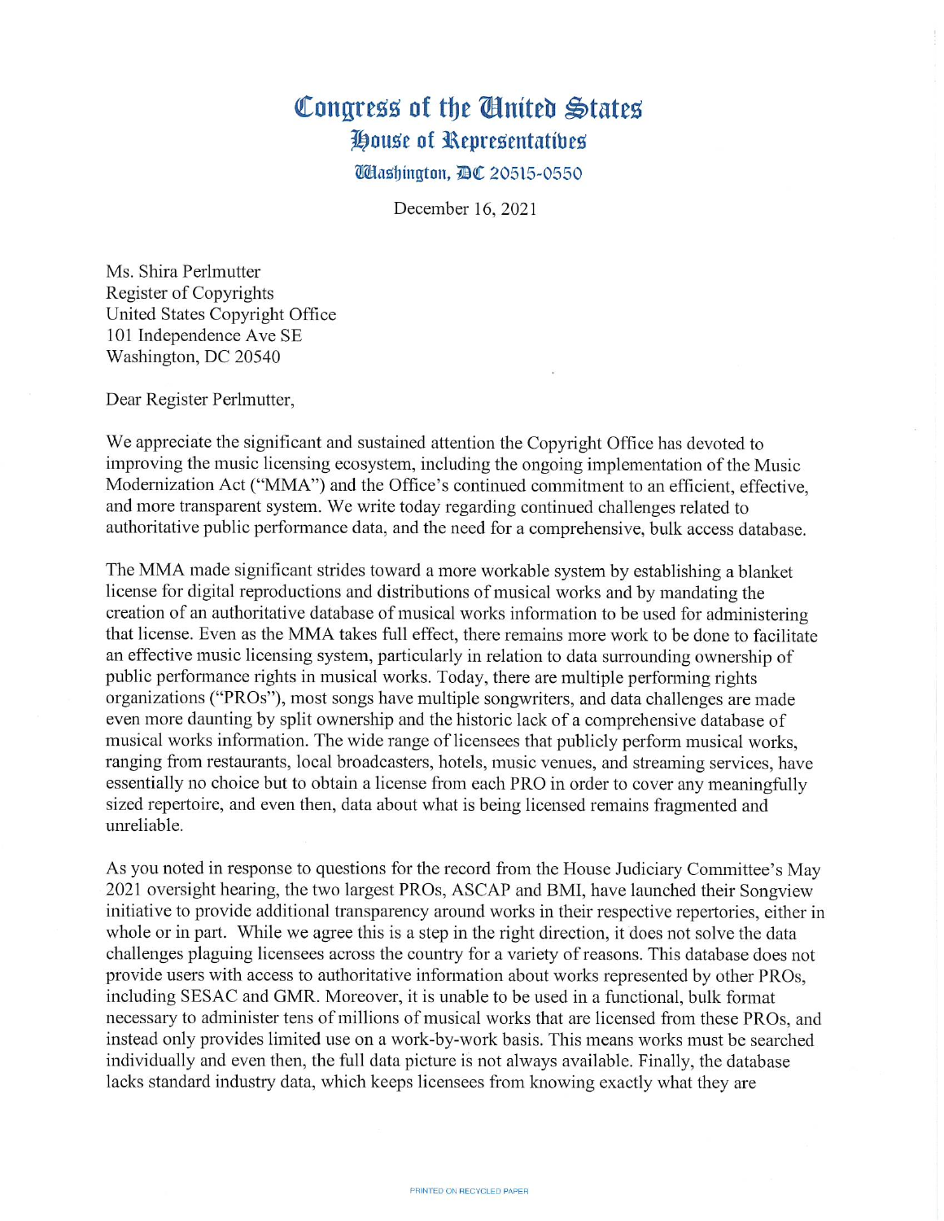# Congress of the United States
## House of Representatives
Washington, DC 20515-0550

December 16, 2021

Ms. Shira Perlmutter
Register of Copyrights
United States Copyright Office
101 Independence Ave SE
Washington, DC 20540

Dear Register Perlmutter,

We appreciate the significant and sustained attention the Copyright Office has devoted to improving the music licensing ecosystem, including the ongoing implementation of the Music Modernization Act ("MMA") and the Office's continued commitment to an efficient, effective, and more transparent system. We write today regarding continued challenges related to authoritative public performance data, and the need for a comprehensive, bulk access database.

The MMA made significant strides toward a more workable system by establishing a blanket license for digital reproductions and distributions of musical works and by mandating the creation of an authoritative database of musical works information to be used for administering that license. Even as the MMA takes full effect, there remains more work to be done to facilitate an effective music licensing system, particularly in relation to data surrounding ownership of public performance rights in musical works. Today, there are multiple performing rights organizations ("PROs"), most songs have multiple songwriters, and data challenges are made even more daunting by split ownership and the historic lack of a comprehensive database of musical works information. The wide range of licensees that publicly perform musical works, ranging from restaurants, local broadcasters, hotels, music venues, and streaming services, have essentially no choice but to obtain a license from each PRO in order to cover any meaningfully sized repertoire, and even then, data about what is being licensed remains fragmented and unreliable.

As you noted in response to questions for the record from the House Judiciary Committee's May 2021 oversight hearing, the two largest PROs, ASCAP and BMI, have launched their Songview initiative to provide additional transparency around works in their respective repertories, either in whole or in part. While we agree this is a step in the right direction, it does not solve the data challenges plaguing licensees across the country for a variety of reasons. This database does not provide users with access to authoritative information about works represented by other PROs, including SESAC and GMR. Moreover, it is unable to be used in a functional, bulk format necessary to administer tens of millions of musical works that are licensed from these PROs, and instead only provides limited use on a work-by-work basis. This means works must be searched individually and even then, the full data picture is not always available. Finally, the database lacks standard industry data, which keeps licensees from knowing exactly what they are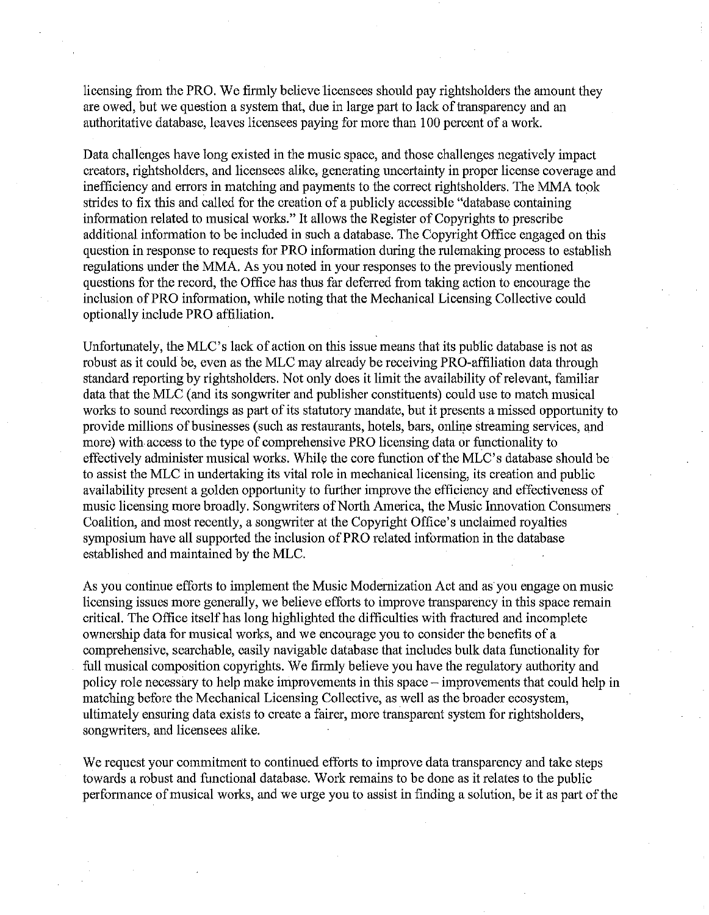licensing from the PRO. We firmly believe licensees should pay rightsholders the amount they are owed, but we question a system that, due in large part to lack of transparency and an authoritative database, leaves licensees paying for more than 100 percent of a work.

Data challenges have long existed in the music space, and those challenges negatively impact creators, rightsholders, and licensees alike, generating uncertainty in proper license coverage and inefficiency and errors in matching and payments to the correct rightsholders. The MMA took strides to fix this and called for the creation of a publicly accessible "database containing information related to musical works." It allows the Register of Copyrights to prescribe additional information to be included in such a database. The Copyright Office engaged on this question in response to requests for PRO information during the rulemaking process to establish regulations under the MMA. As you noted in your responses to the previously mentioned questions for the record, the Office has thus far deferred from taking action to encourage the inclusion of PRO information, while noting that the Mechanical Licensing Collective could optionally include PRO affiliation.

Unfortunately, the MLC's lack of action on this issue means that its public database is not as robust as it could be, even as the MLC may already be receiving PRO-affiliation data through standard reporting by rightsholders. Not only does it limit the availability of relevant, familiar data that the MLC (and its songwriter and publisher constituents) could use to match musical works to sound recordings as part of its statutory mandate, but it presents a missed opportunity to provide millions of businesses (such as restaurants, hotels, bars, online streaming services, and more) with access to the type of comprehensive PRO licensing data or functionality to effectively administer musical works. While the core function of the MLC's database should be to assist the MLC in undertaking its vital role in mechanical licensing, its creation and public availability present a golden opportunity to further improve the efficiency and effectiveness of music licensing more broadly. Songwriters of North America, the Music Innovation Consumers Coalition, and most recently, a songwriter at the Copyright Office's unclaimed royalties symposium have all supported the inclusion of PRO related information in the database established and maintained by the MLC.

As you continue efforts to implement the Music Modernization Act and as you engage on music licensing issues more generally, we believe efforts to improve transparency in this space remain critical. The Office itself has long highlighted the difficulties with fractured and incomplete ownership data for musical works, and we encourage you to consider the benefits of a comprehensive, searchable, easily navigable database that includes bulk data functionality for full musical composition copyrights. We firmly believe you have the regulatory authority and policy role necessary to help make improvements in this space – improvements that could help in matching before the Mechanical Licensing Collective, as well as the broader ecosystem, ultimately ensuring data exists to create a fairer, more transparent system for rightsholders, songwriters, and licensees alike.

We request your commitment to continued efforts to improve data transparency and take steps towards a robust and functional database. Work remains to be done as it relates to the public performance of musical works, and we urge you to assist in finding a solution, be it as part of the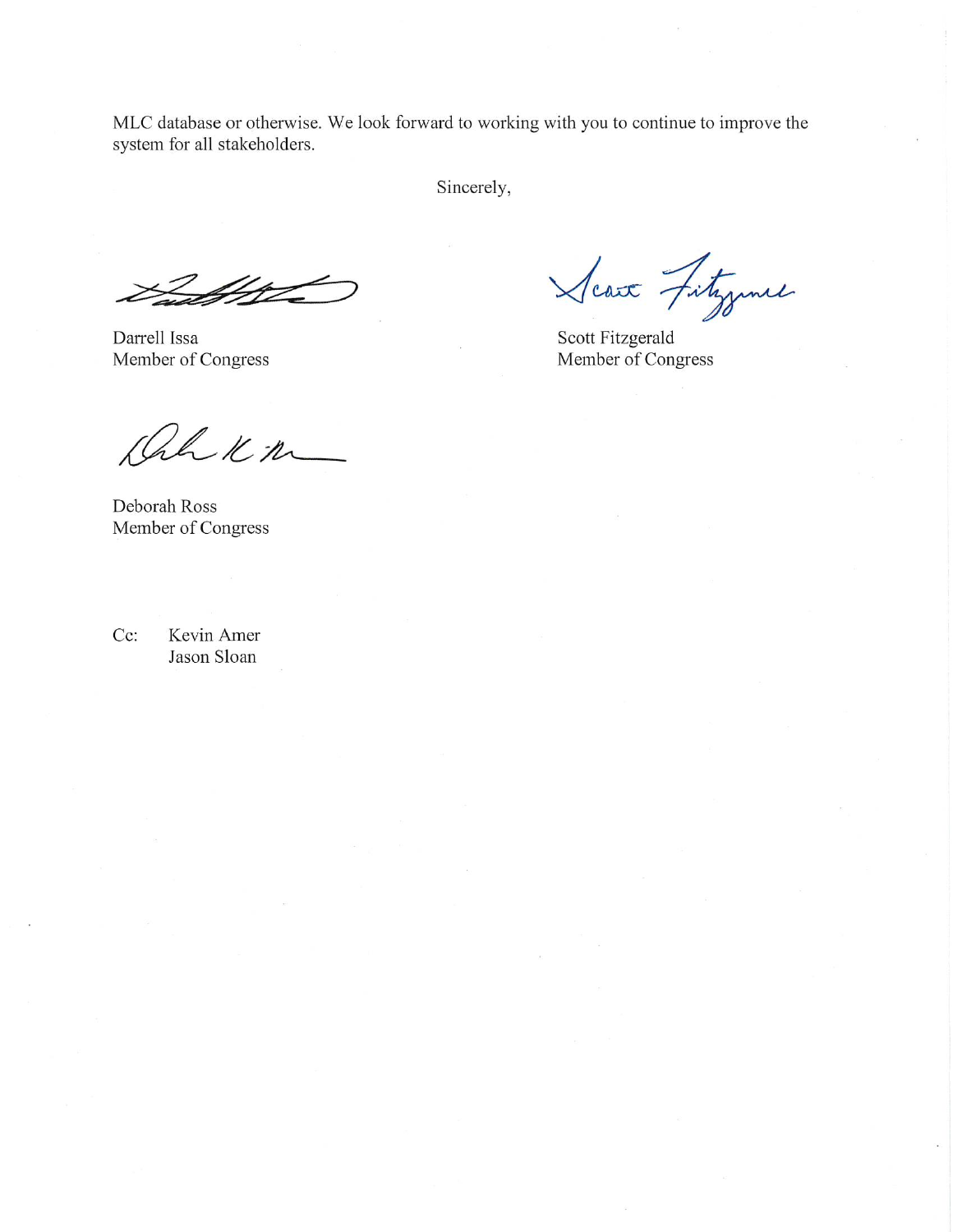MLC database or otherwise. We look forward to working with you to continue to improve the system for all stakeholders.

Sincerely,

Darrell Issa
Member of Congress

Scott Fitzgerald
Member of Congress

Deborah Ross
Member of Congress

Cc: Kevin Amer
Jason Sloan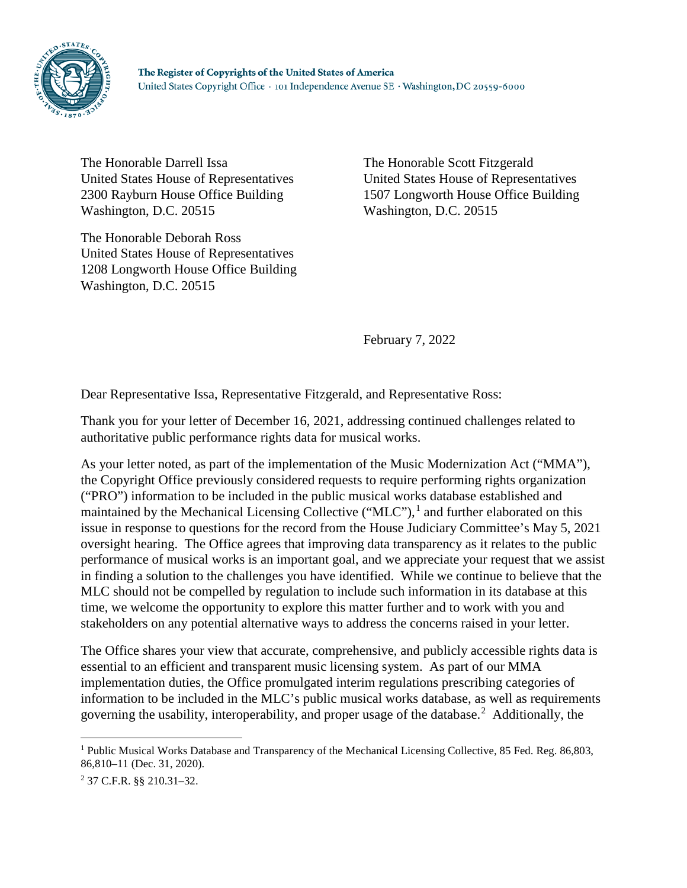The Register of Copyrights of the United States of America
United States Copyright Office · 101 Independence Avenue SE · Washington, DC 20559-6000

The Honorable Darrell Issa
United States House of Representatives
2300 Rayburn House Office Building
Washington, D.C. 20515

The Honorable Scott Fitzgerald
United States House of Representatives
1507 Longworth House Office Building
Washington, D.C. 20515

The Honorable Deborah Ross
United States House of Representatives
1208 Longworth House Office Building
Washington, D.C. 20515

February 7, 2022

Dear Representative Issa, Representative Fitzgerald, and Representative Ross:

Thank you for your letter of December 16, 2021, addressing continued challenges related to authoritative public performance rights data for musical works.

As your letter noted, as part of the implementation of the Music Modernization Act ("MMA"), the Copyright Office previously considered requests to require performing rights organization ("PRO") information to be included in the public musical works database established and maintained by the Mechanical Licensing Collective ("MLC"),[1] and further elaborated on this issue in response to questions for the record from the House Judiciary Committee's May 5, 2021 oversight hearing. The Office agrees that improving data transparency as it relates to the public performance of musical works is an important goal, and we appreciate your request that we assist in finding a solution to the challenges you have identified. While we continue to believe that the MLC should not be compelled by regulation to include such information in its database at this time, we welcome the opportunity to explore this matter further and to work with you and stakeholders on any potential alternative ways to address the concerns raised in your letter.

The Office shares your view that accurate, comprehensive, and publicly accessible rights data is essential to an efficient and transparent music licensing system. As part of our MMA implementation duties, the Office promulgated interim regulations prescribing categories of information to be included in the MLC's public musical works database, as well as requirements governing the usability, interoperability, and proper usage of the database.[2] Additionally, the

[1] Public Musical Works Database and Transparency of the Mechanical Licensing Collective, 85 Fed. Reg. 86,803, 86,810–11 (Dec. 31, 2020).

[2] 37 C.F.R. §§ 210.31–32.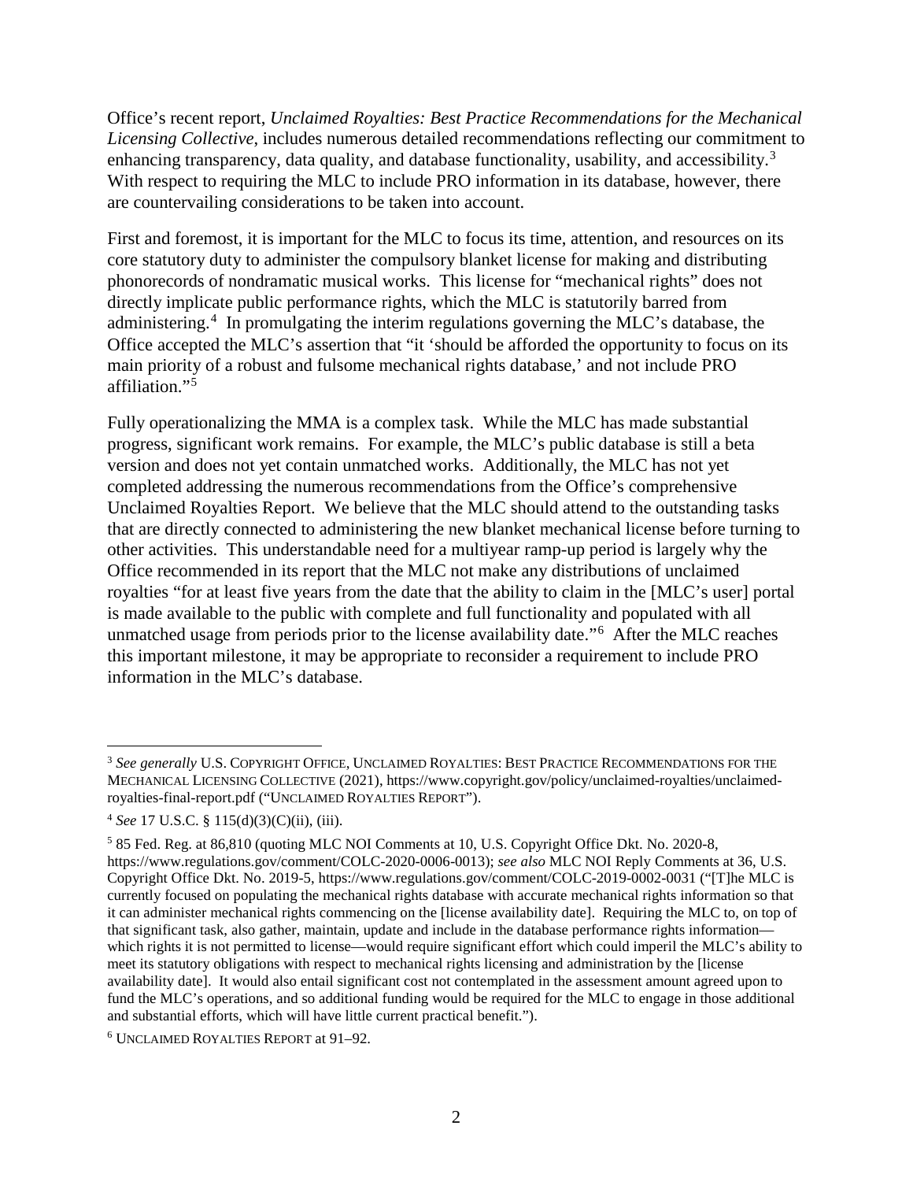Office's recent report, *Unclaimed Royalties: Best Practice Recommendations for the Mechanical Licensing Collective*, includes numerous detailed recommendations reflecting our commitment to enhancing transparency, data quality, and database functionality, usability, and accessibility.[3] With respect to requiring the MLC to include PRO information in its database, however, there are countervailing considerations to be taken into account.

First and foremost, it is important for the MLC to focus its time, attention, and resources on its core statutory duty to administer the compulsory blanket license for making and distributing phonorecords of nondramatic musical works. This license for "mechanical rights" does not directly implicate public performance rights, which the MLC is statutorily barred from administering.[4] In promulgating the interim regulations governing the MLC's database, the Office accepted the MLC's assertion that "it 'should be afforded the opportunity to focus on its main priority of a robust and fulsome mechanical rights database,' and not include PRO affiliation."[5]

Fully operationalizing the MMA is a complex task. While the MLC has made substantial progress, significant work remains. For example, the MLC's public database is still a beta version and does not yet contain unmatched works. Additionally, the MLC has not yet completed addressing the numerous recommendations from the Office's comprehensive Unclaimed Royalties Report. We believe that the MLC should attend to the outstanding tasks that are directly connected to administering the new blanket mechanical license before turning to other activities. This understandable need for a multiyear ramp-up period is largely why the Office recommended in its report that the MLC not make any distributions of unclaimed royalties "for at least five years from the date that the ability to claim in the [MLC's user] portal is made available to the public with complete and full functionality and populated with all unmatched usage from periods prior to the license availability date."[6] After the MLC reaches this important milestone, it may be appropriate to reconsider a requirement to include PRO information in the MLC's database.

---

[3] *See generally* U.S. COPYRIGHT OFFICE, UNCLAIMED ROYALTIES: BEST PRACTICE RECOMMENDATIONS FOR THE MECHANICAL LICENSING COLLECTIVE (2021), https://www.copyright.gov/policy/unclaimed-royalties/unclaimed-royalties-final-report.pdf ("UNCLAIMED ROYALTIES REPORT").

[4] *See* 17 U.S.C. § 115(d)(3)(C)(ii), (iii).

[5] 85 Fed. Reg. at 86,810 (quoting MLC NOI Comments at 10, U.S. Copyright Office Dkt. No. 2020-8, https://www.regulations.gov/comment/COLC-2020-0006-0013); *see also* MLC NOI Reply Comments at 36, U.S. Copyright Office Dkt. No. 2019-5, https://www.regulations.gov/comment/COLC-2019-0002-0031 ("[T]he MLC is currently focused on populating the mechanical rights database with accurate mechanical rights information so that it can administer mechanical rights commencing on the [license availability date]. Requiring the MLC to, on top of that significant task, also gather, maintain, update and include in the database performance rights information—which rights it is not permitted to license—would require significant effort which could imperil the MLC's ability to meet its statutory obligations with respect to mechanical rights licensing and administration by the [license availability date]. It would also entail significant cost not contemplated in the assessment amount agreed upon to fund the MLC's operations, and so additional funding would be required for the MLC to engage in those additional and substantial efforts, which will have little current practical benefit.").

[6] UNCLAIMED ROYALTIES REPORT at 91–92.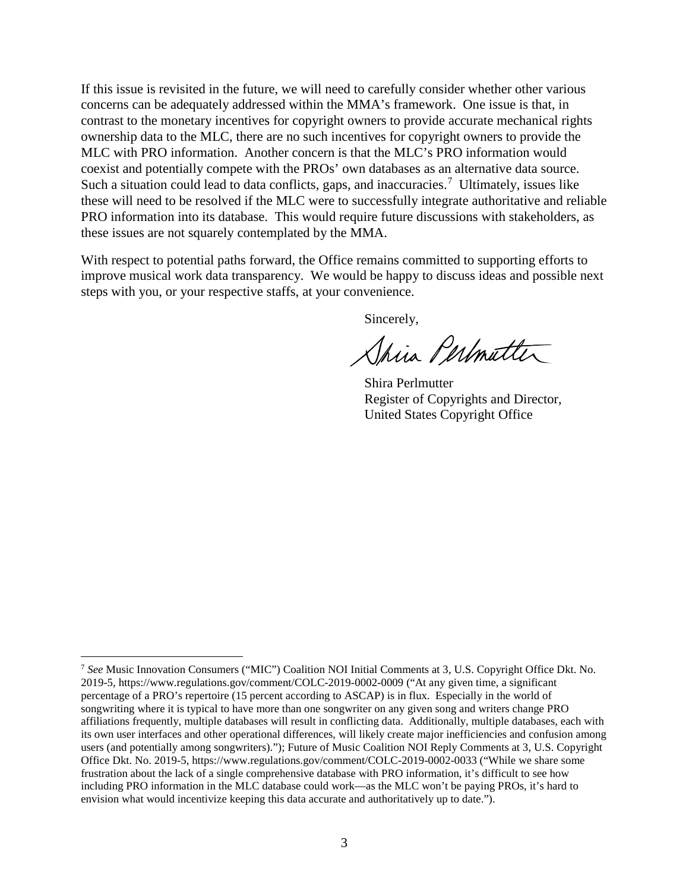If this issue is revisited in the future, we will need to carefully consider whether other various concerns can be adequately addressed within the MMA's framework. One issue is that, in contrast to the monetary incentives for copyright owners to provide accurate mechanical rights ownership data to the MLC, there are no such incentives for copyright owners to provide the MLC with PRO information. Another concern is that the MLC's PRO information would coexist and potentially compete with the PROs' own databases as an alternative data source. Such a situation could lead to data conflicts, gaps, and inaccuracies.[7] Ultimately, issues like these will need to be resolved if the MLC were to successfully integrate authoritative and reliable PRO information into its database. This would require future discussions with stakeholders, as these issues are not squarely contemplated by the MMA.

With respect to potential paths forward, the Office remains committed to supporting efforts to improve musical work data transparency. We would be happy to discuss ideas and possible next steps with you, or your respective staffs, at your convenience.

Sincerely,

Shira Perlmutter

Shira Perlmutter
Register of Copyrights and Director,
United States Copyright Office

---

[7] *See* Music Innovation Consumers ("MIC") Coalition NOI Initial Comments at 3, U.S. Copyright Office Dkt. No. 2019-5, https://www.regulations.gov/comment/COLC-2019-0002-0009 ("At any given time, a significant percentage of a PRO's repertoire (15 percent according to ASCAP) is in flux. Especially in the world of songwriting where it is typical to have more than one songwriter on any given song and writers change PRO affiliations frequently, multiple databases will result in conflicting data. Additionally, multiple databases, each with its own user interfaces and other operational differences, will likely create major inefficiencies and confusion among users (and potentially among songwriters)."); Future of Music Coalition NOI Reply Comments at 3, U.S. Copyright Office Dkt. No. 2019-5, https://www.regulations.gov/comment/COLC-2019-0002-0033 ("While we share some frustration about the lack of a single comprehensive database with PRO information, it's difficult to see how including PRO information in the MLC database could work—as the MLC won't be paying PROs, it's hard to envision what would incentivize keeping this data accurate and authoritatively up to date.").